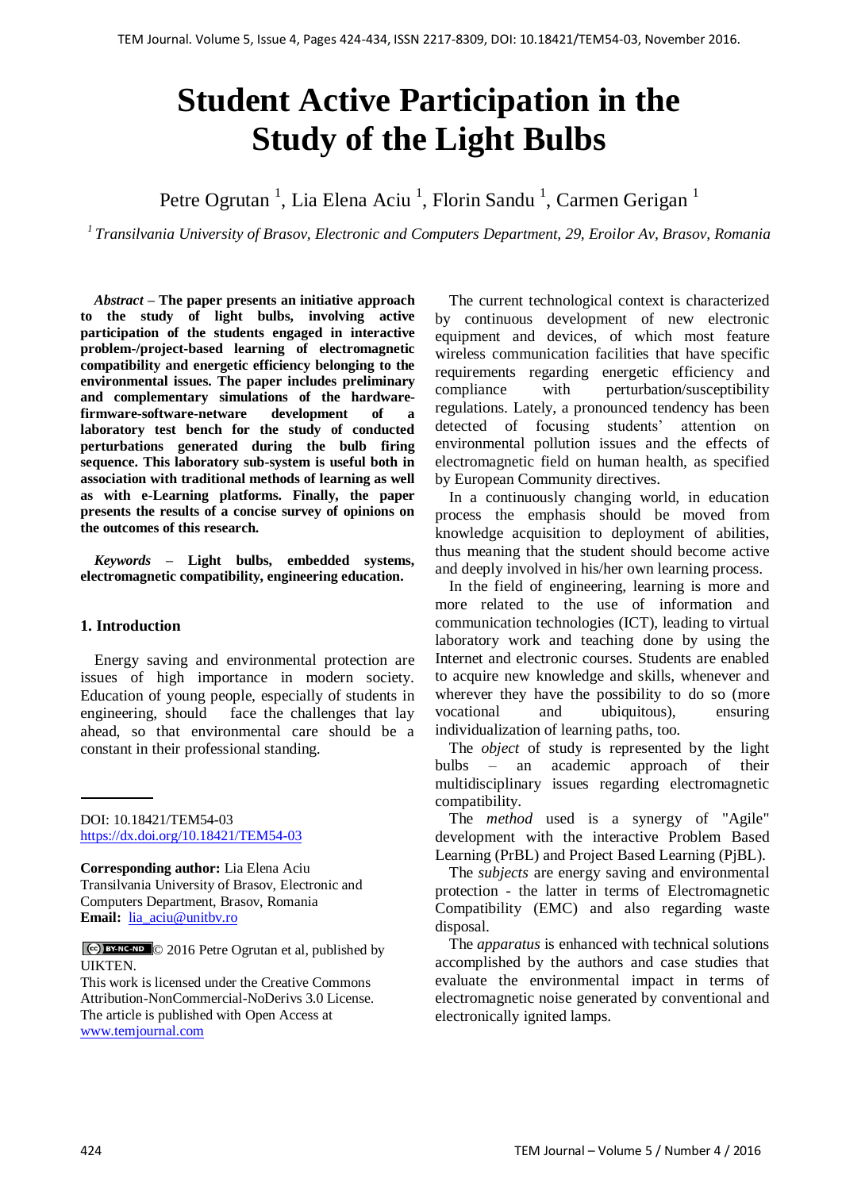# Student Active Participation in the Study of the Light Bulbs

Petre Ogrutan [1], Lia Elena Aciu [1], Florin Sandu [1], Carmen Gerigan [1]

[1] *Transilvania University of Brasov, Electronic and Computers Department, 29, Eroilor Av, Brasov, Romania*

***Abstract* – The paper presents an initiative approach to the study of light bulbs, involving active participation of the students engaged in interactive problem-/project-based learning of electromagnetic compatibility and energetic efficiency belonging to the environmental issues. The paper includes preliminary and complementary simulations of the hardware-firmware-software-netware development of a laboratory test bench for the study of conducted perturbations generated during the bulb firing sequence. This laboratory sub-system is useful both in association with traditional methods of learning as well as with e-Learning platforms. Finally, the paper presents the results of a concise survey of opinions on the outcomes of this research.**

***Keywords* – Light bulbs, embedded systems, electromagnetic compatibility, engineering education.**

## 1. Introduction

Energy saving and environmental protection are issues of high importance in modern society. Education of young people, especially of students in engineering, should face the challenges that lay ahead, so that environmental care should be a constant in their professional standing.

The current technological context is characterized by continuous development of new electronic equipment and devices, of which most feature wireless communication facilities that have specific requirements regarding energetic efficiency and compliance with perturbation/susceptibility regulations. Lately, a pronounced tendency has been detected of focusing students' attention on environmental pollution issues and the effects of electromagnetic field on human health, as specified by European Community directives.

In a continuously changing world, in education process the emphasis should be moved from knowledge acquisition to deployment of abilities, thus meaning that the student should become active and deeply involved in his/her own learning process.

In the field of engineering, learning is more and more related to the use of information and communication technologies (ICT), leading to virtual laboratory work and teaching done by using the Internet and electronic courses. Students are enabled to acquire new knowledge and skills, whenever and wherever they have the possibility to do so (more vocational and ubiquitous), ensuring individualization of learning paths, too.

The *object* of study is represented by the light bulbs – an academic approach of their multidisciplinary issues regarding electromagnetic compatibility.

The *method* used is a synergy of "Agile" development with the interactive Problem Based Learning (PrBL) and Project Based Learning (PjBL).

The *subjects* are energy saving and environmental protection - the latter in terms of Electromagnetic Compatibility (EMC) and also regarding waste disposal.

The *apparatus* is enhanced with technical solutions accomplished by the authors and case studies that evaluate the environmental impact in terms of electromagnetic noise generated by conventional and electronically ignited lamps.

---

DOI: 10.18421/TEM54-03
https://dx.doi.org/10.18421/TEM54-03

**Corresponding author:** Lia Elena Aciu
Transilvania University of Brasov, Electronic and Computers Department, Brasov, Romania
**Email:** lia_aciu@unitbv.ro

© 2016 Petre Ogrutan et al, published by UIKTEN.
This work is licensed under the Creative Commons Attribution-NonCommercial-NoDerivs 3.0 License.
The article is published with Open Access at www.temjournal.com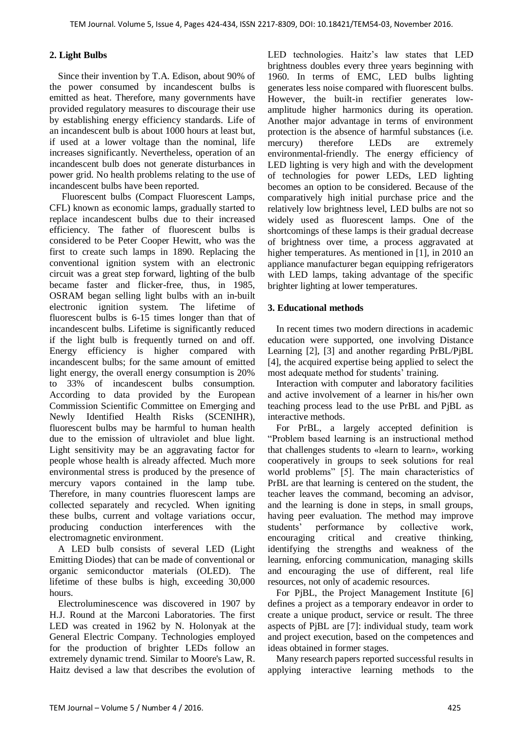## 2. Light Bulbs

Since their invention by T.A. Edison, about 90% of the power consumed by incandescent bulbs is emitted as heat. Therefore, many governments have provided regulatory measures to discourage their use by establishing energy efficiency standards. Life of an incandescent bulb is about 1000 hours at least but, if used at a lower voltage than the nominal, life increases significantly. Nevertheless, operation of an incandescent bulb does not generate disturbances in power grid. No health problems relating to the use of incandescent bulbs have been reported.

Fluorescent bulbs (Compact Fluorescent Lamps, CFL) known as economic lamps, gradually started to replace incandescent bulbs due to their increased efficiency. The father of fluorescent bulbs is considered to be Peter Cooper Hewitt, who was the first to create such lamps in 1890. Replacing the conventional ignition system with an electronic circuit was a great step forward, lighting of the bulb became faster and flicker-free, thus, in 1985, OSRAM began selling light bulbs with an in-built electronic ignition system. The lifetime of fluorescent bulbs is 6-15 times longer than that of incandescent bulbs. Lifetime is significantly reduced if the light bulb is frequently turned on and off. Energy efficiency is higher compared with incandescent bulbs; for the same amount of emitted light energy, the overall energy consumption is 20% to 33% of incandescent bulbs consumption. According to data provided by the European Commission Scientific Committee on Emerging and Newly Identified Health Risks (SCENIHR), fluorescent bulbs may be harmful to human health due to the emission of ultraviolet and blue light. Light sensitivity may be an aggravating factor for people whose health is already affected. Much more environmental stress is produced by the presence of mercury vapors contained in the lamp tube. Therefore, in many countries fluorescent lamps are collected separately and recycled. When igniting these bulbs, current and voltage variations occur, producing conduction interferences with the electromagnetic environment.

A LED bulb consists of several LED (Light Emitting Diodes) that can be made of conventional or organic semiconductor materials (OLED). The lifetime of these bulbs is high, exceeding 30,000 hours.

Electroluminescence was discovered in 1907 by H.J. Round at the Marconi Laboratories. The first LED was created in 1962 by N. Holonyak at the General Electric Company. Technologies employed for the production of brighter LEDs follow an extremely dynamic trend. Similar to Moore's Law, R. Haitz devised a law that describes the evolution of LED technologies. Haitz's law states that LED brightness doubles every three years beginning with 1960. In terms of EMC, LED bulbs lighting generates less noise compared with fluorescent bulbs. However, the built-in rectifier generates low-amplitude higher harmonics during its operation. Another major advantage in terms of environment protection is the absence of harmful substances (i.e. mercury) therefore LEDs are extremely environmental-friendly. The energy efficiency of LED lighting is very high and with the development of technologies for power LEDs, LED lighting becomes an option to be considered. Because of the comparatively high initial purchase price and the relatively low brightness level, LED bulbs are not so widely used as fluorescent lamps. One of the shortcomings of these lamps is their gradual decrease of brightness over time, a process aggravated at higher temperatures. As mentioned in [1], in 2010 an appliance manufacturer began equipping refrigerators with LED lamps, taking advantage of the specific brighter lighting at lower temperatures.

## 3. Educational methods

In recent times two modern directions in academic education were supported, one involving Distance Learning [2], [3] and another regarding PrBL/PjBL [4], the acquired expertise being applied to select the most adequate method for students' training.

Interaction with computer and laboratory facilities and active involvement of a learner in his/her own teaching process lead to the use PrBL and PjBL as interactive methods.

For PrBL, a largely accepted definition is "Problem based learning is an instructional method that challenges students to «learn to learn», working cooperatively in groups to seek solutions for real world problems" [5]. The main characteristics of PrBL are that learning is centered on the student, the teacher leaves the command, becoming an advisor, and the learning is done in steps, in small groups, having peer evaluation. The method may improve students' performance by collective work, encouraging critical and creative thinking, identifying the strengths and weakness of the learning, enforcing communication, managing skills and encouraging the use of different, real life resources, not only of academic resources.

For PjBL, the Project Management Institute [6] defines a project as a temporary endeavor in order to create a unique product, service or result. The three aspects of PjBL are [7]: individual study, team work and project execution, based on the competences and ideas obtained in former stages.

Many research papers reported successful results in applying interactive learning methods to the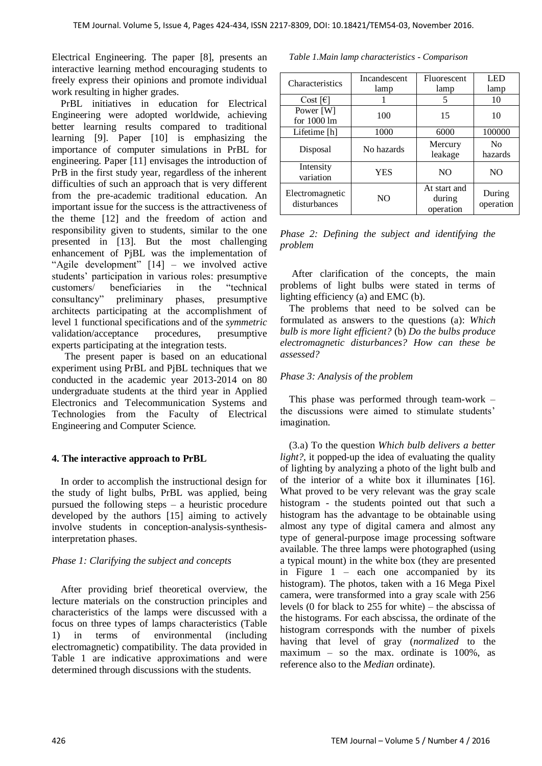Electrical Engineering. The paper [8], presents an interactive learning method encouraging students to freely express their opinions and promote individual work resulting in higher grades.

PrBL initiatives in education for Electrical Engineering were adopted worldwide, achieving better learning results compared to traditional learning [9]. Paper [10] is emphasizing the importance of computer simulations in PrBL for engineering. Paper [11] envisages the introduction of PrB in the first study year, regardless of the inherent difficulties of such an approach that is very different from the pre-academic traditional education. An important issue for the success is the attractiveness of the theme [12] and the freedom of action and responsibility given to students, similar to the one presented in [13]. But the most challenging enhancement of PjBL was the implementation of "Agile development" [14] – we involved active students' participation in various roles: presumptive customers/ beneficiaries in the "technical consultancy" preliminary phases, presumptive architects participating at the accomplishment of level 1 functional specifications and of the *symmetric* validation/acceptance procedures, presumptive experts participating at the integration tests.

The present paper is based on an educational experiment using PrBL and PjBL techniques that we conducted in the academic year 2013-2014 on 80 undergraduate students at the third year in Applied Electronics and Telecommunication Systems and Technologies from the Faculty of Electrical Engineering and Computer Science.

## 4. The interactive approach to PrBL

In order to accomplish the instructional design for the study of light bulbs, PrBL was applied, being pursued the following steps – a heuristic procedure developed by the authors [15] aiming to actively involve students in conception-analysis-synthesis-interpretation phases.

*Phase 1: Clarifying the subject and concepts*

After providing brief theoretical overview, the lecture materials on the construction principles and characteristics of the lamps were discussed with a focus on three types of lamps characteristics (Table 1) in terms of environmental (including electromagnetic) compatibility. The data provided in Table 1 are indicative approximations and were determined through discussions with the students.

*Table 1.Main lamp characteristics - Comparison*

| Characteristics | Incandescent lamp | Fluorescent lamp | LED lamp |
| --- | --- | --- | --- |
| Cost [€] | 1 | 5 | 10 |
| Power [W] for 1000 lm | 100 | 15 | 10 |
| Lifetime [h] | 1000 | 6000 | 100000 |
| Disposal | No hazards | Mercury leakage | No hazards |
| Intensity variation | YES | NO | NO |
| Electromagnetic disturbances | NO | At start and during operation | During operation |

*Phase 2: Defining the subject and identifying the problem*

After clarification of the concepts, the main problems of light bulbs were stated in terms of lighting efficiency (a) and EMC (b).

The problems that need to be solved can be formulated as answers to the questions (a): *Which bulb is more light efficient?* (b) *Do the bulbs produce electromagnetic disturbances? How can these be assessed?*

*Phase 3: Analysis of the problem*

This phase was performed through team-work – the discussions were aimed to stimulate students' imagination.

(3.a) To the question *Which bulb delivers a better light?*, it popped-up the idea of evaluating the quality of lighting by analyzing a photo of the light bulb and of the interior of a white box it illuminates [16]. What proved to be very relevant was the gray scale histogram - the students pointed out that such a histogram has the advantage to be obtainable using almost any type of digital camera and almost any type of general-purpose image processing software available. The three lamps were photographed (using a typical mount) in the white box (they are presented in Figure 1 – each one accompanied by its histogram). The photos, taken with a 16 Mega Pixel camera, were transformed into a gray scale with 256 levels (0 for black to 255 for white) – the abscissa of the histograms. For each abscissa, the ordinate of the histogram corresponds with the number of pixels having that level of gray (*normalized* to the maximum – so the max. ordinate is 100%, as reference also to the *Median* ordinate).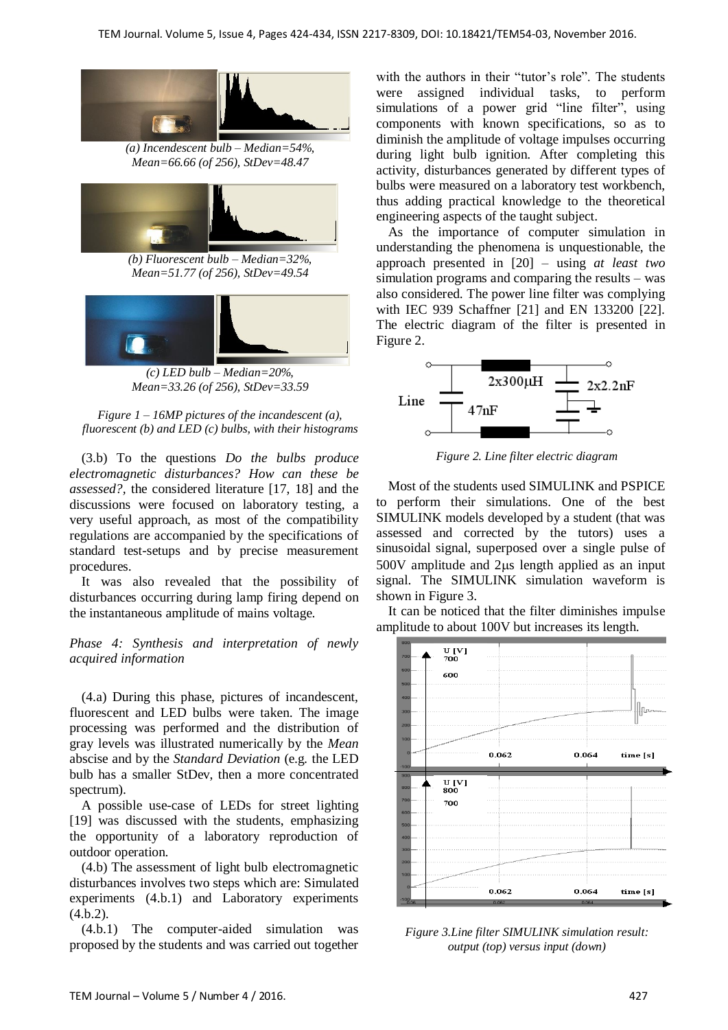*(a) Incendescent bulb – Median=54%, Mean=66.66 (of 256), StDev=48.47*

*(b) Fluorescent bulb – Median=32%, Mean=51.77 (of 256), StDev=49.54*

*(c) LED bulb – Median=20%, Mean=33.26 (of 256), StDev=33.59*

*Figure 1 – 16MP pictures of the incandescent (a), fluorescent (b) and LED (c) bulbs, with their histograms*

(3.b) To the questions *Do the bulbs produce electromagnetic disturbances? How can these be assessed?*, the considered literature [17, 18] and the discussions were focused on laboratory testing, a very useful approach, as most of the compatibility regulations are accompanied by the specifications of standard test-setups and by precise measurement procedures.

It was also revealed that the possibility of disturbances occurring during lamp firing depend on the instantaneous amplitude of mains voltage.

*Phase 4: Synthesis and interpretation of newly acquired information*

(4.a) During this phase, pictures of incandescent, fluorescent and LED bulbs were taken. The image processing was performed and the distribution of gray levels was illustrated numerically by the *Mean* abscise and by the *Standard Deviation* (e.g. the LED bulb has a smaller StDev, then a more concentrated spectrum).

A possible use-case of LEDs for street lighting [19] was discussed with the students, emphasizing the opportunity of a laboratory reproduction of outdoor operation.

(4.b) The assessment of light bulb electromagnetic disturbances involves two steps which are: Simulated experiments (4.b.1) and Laboratory experiments (4.b.2).

(4.b.1) The computer-aided simulation was proposed by the students and was carried out together with the authors in their "tutor's role". The students were assigned individual tasks, to perform simulations of a power grid "line filter", using components with known specifications, so as to diminish the amplitude of voltage impulses occurring during light bulb ignition. After completing this activity, disturbances generated by different types of bulbs were measured on a laboratory test workbench, thus adding practical knowledge to the theoretical engineering aspects of the taught subject.

As the importance of computer simulation in understanding the phenomena is unquestionable, the approach presented in [20] – using *at least two* simulation programs and comparing the results – was also considered. The power line filter was complying with IEC 939 Schaffner [21] and EN 133200 [22]. The electric diagram of the filter is presented in Figure 2.

*Figure 2. Line filter electric diagram*

Most of the students used SIMULINK and PSPICE to perform their simulations. One of the best SIMULINK models developed by a student (that was assessed and corrected by the tutors) uses a sinusoidal signal, superposed over a single pulse of 500V amplitude and 2μs length applied as an input signal. The SIMULINK simulation waveform is shown in Figure 3.

It can be noticed that the filter diminishes impulse amplitude to about 100V but increases its length.

*Figure 3.Line filter SIMULINK simulation result: output (top) versus input (down)*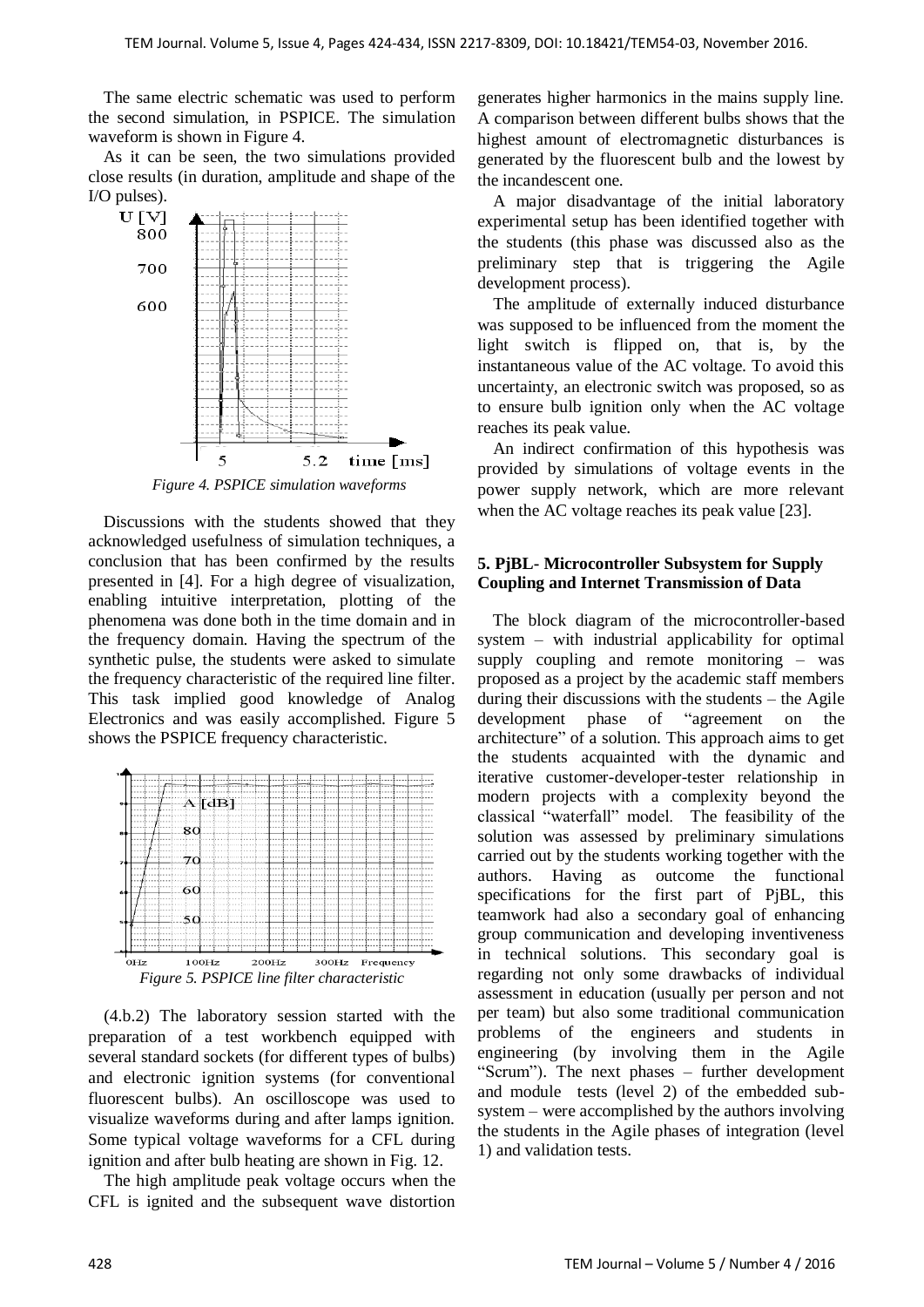The same electric schematic was used to perform the second simulation, in PSPICE. The simulation waveform is shown in Figure 4.

As it can be seen, the two simulations provided close results (in duration, amplitude and shape of the I/O pulses).

*Figure 4. PSPICE simulation waveforms*

Discussions with the students showed that they acknowledged usefulness of simulation techniques, a conclusion that has been confirmed by the results presented in [4]. For a high degree of visualization, enabling intuitive interpretation, plotting of the phenomena was done both in the time domain and in the frequency domain. Having the spectrum of the synthetic pulse, the students were asked to simulate the frequency characteristic of the required line filter. This task implied good knowledge of Analog Electronics and was easily accomplished. Figure 5 shows the PSPICE frequency characteristic.

*Figure 5. PSPICE line filter characteristic*

(4.b.2) The laboratory session started with the preparation of a test workbench equipped with several standard sockets (for different types of bulbs) and electronic ignition systems (for conventional fluorescent bulbs). An oscilloscope was used to visualize waveforms during and after lamps ignition. Some typical voltage waveforms for a CFL during ignition and after bulb heating are shown in Fig. 12.

The high amplitude peak voltage occurs when the CFL is ignited and the subsequent wave distortion generates higher harmonics in the mains supply line. A comparison between different bulbs shows that the highest amount of electromagnetic disturbances is generated by the fluorescent bulb and the lowest by the incandescent one.

A major disadvantage of the initial laboratory experimental setup has been identified together with the students (this phase was discussed also as the preliminary step that is triggering the Agile development process).

The amplitude of externally induced disturbance was supposed to be influenced from the moment the light switch is flipped on, that is, by the instantaneous value of the AC voltage. To avoid this uncertainty, an electronic switch was proposed, so as to ensure bulb ignition only when the AC voltage reaches its peak value.

An indirect confirmation of this hypothesis was provided by simulations of voltage events in the power supply network, which are more relevant when the AC voltage reaches its peak value [23].

## 5. PjBL- Microcontroller Subsystem for Supply Coupling and Internet Transmission of Data

The block diagram of the microcontroller-based system – with industrial applicability for optimal supply coupling and remote monitoring – was proposed as a project by the academic staff members during their discussions with the students – the Agile development phase of "agreement on the architecture" of a solution. This approach aims to get the students acquainted with the dynamic and iterative customer-developer-tester relationship in modern projects with a complexity beyond the classical "waterfall" model. The feasibility of the solution was assessed by preliminary simulations carried out by the students working together with the authors. Having as outcome the functional specifications for the first part of PjBL, this teamwork had also a secondary goal of enhancing group communication and developing inventiveness in technical solutions. This secondary goal is regarding not only some drawbacks of individual assessment in education (usually per person and not per team) but also some traditional communication problems of the engineers and students in engineering (by involving them in the Agile "Scrum"). The next phases – further development and module tests (level 2) of the embedded sub-system – were accomplished by the authors involving the students in the Agile phases of integration (level 1) and validation tests.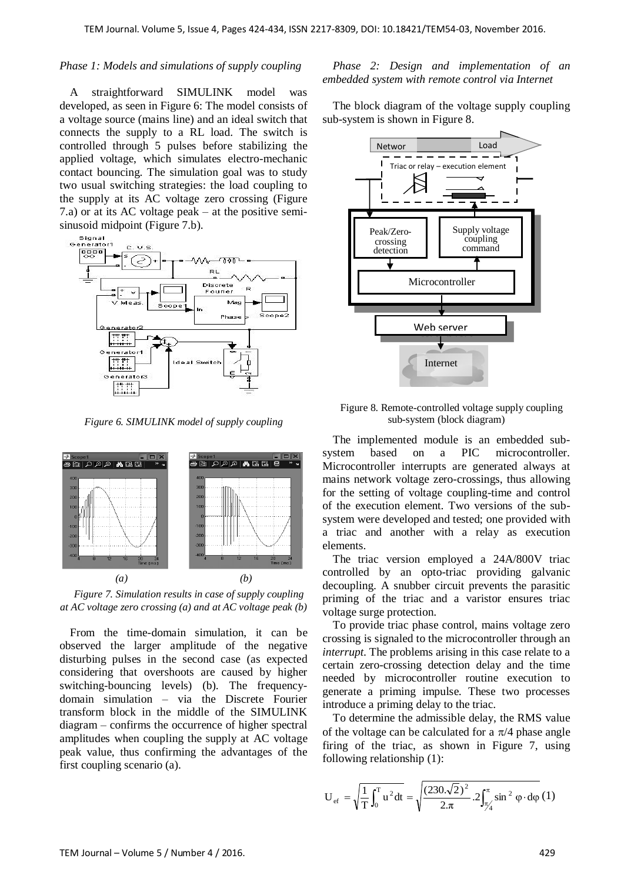*Phase 1: Models and simulations of supply coupling*

A straightforward SIMULINK model was developed, as seen in Figure 6: The model consists of a voltage source (mains line) and an ideal switch that connects the supply to a RL load. The switch is controlled through 5 pulses before stabilizing the applied voltage, which simulates electro-mechanic contact bouncing. The simulation goal was to study two usual switching strategies: the load coupling to the supply at its AC voltage zero crossing (Figure 7.a) or at its AC voltage peak – at the positive semi-sinusoid midpoint (Figure 7.b).

*Figure 6. SIMULINK model of supply coupling*

*(a)* *(b)*

*Figure 7. Simulation results in case of supply coupling at AC voltage zero crossing (a) and at AC voltage peak (b)*

From the time-domain simulation, it can be observed the larger amplitude of the negative disturbing pulses in the second case (as expected considering that overshoots are caused by higher switching-bouncing levels) (b). The frequency-domain simulation – via the Discrete Fourier transform block in the middle of the SIMULINK diagram – confirms the occurrence of higher spectral amplitudes when coupling the supply at AC voltage peak value, thus confirming the advantages of the first coupling scenario (a).

*Phase 2: Design and implementation of an embedded system with remote control via Internet*

The block diagram of the voltage supply coupling sub-system is shown in Figure 8.

Figure 8. Remote-controlled voltage supply coupling sub-system (block diagram)

The implemented module is an embedded sub-system based on a PIC microcontroller. Microcontroller interrupts are generated always at mains network voltage zero-crossings, thus allowing for the setting of voltage coupling-time and control of the execution element. Two versions of the sub-system were developed and tested; one provided with a triac and another with a relay as execution elements.

The triac version employed a 24A/800V triac controlled by an opto-triac providing galvanic decoupling. A snubber circuit prevents the parasitic priming of the triac and a varistor ensures triac voltage surge protection.

To provide triac phase control, mains voltage zero crossing is signaled to the microcontroller through an *interrupt*. The problems arising in this case relate to a certain zero-crossing detection delay and the time needed by microcontroller routine execution to generate a priming impulse. These two processes introduce a priming delay to the triac.

To determine the admissible delay, the RMS value of the voltage can be calculated for a $\pi/4$ phase angle firing of the triac, as shown in Figure 7, using following relationship (1):

$$U_{ef} = \sqrt{\frac{1}{T}\int_0^T u^2 dt} = \sqrt{\frac{(230.\sqrt{2})^2}{2.\pi}.2\int_{\pi/4}^{\pi} \sin^2 \varphi \cdot d\varphi} \quad (1)$$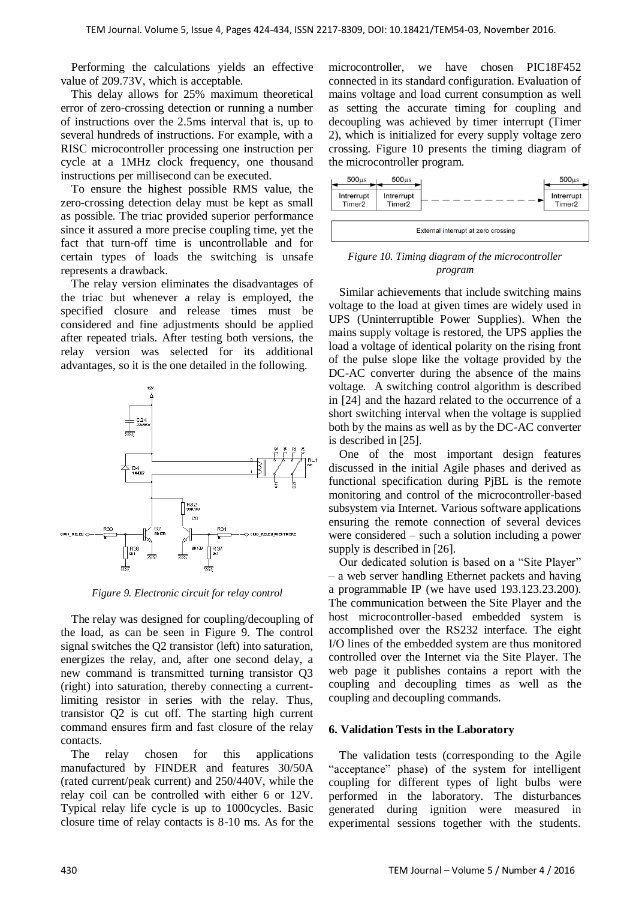Performing the calculations yields an effective value of 209.73V, which is acceptable.

This delay allows for 25% maximum theoretical error of zero-crossing detection or running a number of instructions over the 2.5ms interval that is, up to several hundreds of instructions. For example, with a RISC microcontroller processing one instruction per cycle at a 1MHz clock frequency, one thousand instructions per millisecond can be executed.

To ensure the highest possible RMS value, the zero-crossing detection delay must be kept as small as possible. The triac provided superior performance since it assured a more precise coupling time, yet the fact that turn-off time is uncontrollable and for certain types of loads the switching is unsafe represents a drawback.

The relay version eliminates the disadvantages of the triac but whenever a relay is employed, the specified closure and release times must be considered and fine adjustments should be applied after repeated trials. After testing both versions, the relay version was selected for its additional advantages, so it is the one detailed in the following.

*Figure 9. Electronic circuit for relay control*

The relay was designed for coupling/decoupling of the load, as can be seen in Figure 9. The control signal switches the Q2 transistor (left) into saturation, energizes the relay, and, after one second delay, a new command is transmitted turning transistor Q3 (right) into saturation, thereby connecting a current-limiting resistor in series with the relay. Thus, transistor Q2 is cut off. The starting high current command ensures firm and fast closure of the relay contacts.

The relay chosen for this applications manufactured by FINDER and features 30/50A (rated current/peak current) and 250/440V, while the relay coil can be controlled with either 6 or 12V. Typical relay life cycle is up to 1000cycles. Basic closure time of relay contacts is 8-10 ms. As for the microcontroller, we have chosen PIC18F452 connected in its standard configuration. Evaluation of mains voltage and load current consumption as well as setting the accurate timing for coupling and decoupling was achieved by timer interrupt (Timer 2), which is initialized for every supply voltage zero crossing. Figure 10 presents the timing diagram of the microcontroller program.

*Figure 10. Timing diagram of the microcontroller program*

Similar achievements that include switching mains voltage to the load at given times are widely used in UPS (Uninterruptible Power Supplies). When the mains supply voltage is restored, the UPS applies the load a voltage of identical polarity on the rising front of the pulse slope like the voltage provided by the DC-AC converter during the absence of the mains voltage. A switching control algorithm is described in [24] and the hazard related to the occurrence of a short switching interval when the voltage is supplied both by the mains as well as by the DC-AC converter is described in [25].

One of the most important design features discussed in the initial Agile phases and derived as functional specification during PjBL is the remote monitoring and control of the microcontroller-based subsystem via Internet. Various software applications ensuring the remote connection of several devices were considered – such a solution including a power supply is described in [26].

Our dedicated solution is based on a "Site Player" – a web server handling Ethernet packets and having a programmable IP (we have used 193.123.23.200). The communication between the Site Player and the host microcontroller-based embedded system is accomplished over the RS232 interface. The eight I/O lines of the embedded system are thus monitored controlled over the Internet via the Site Player. The web page it publishes contains a report with the coupling and decoupling times as well as the coupling and decoupling commands.

## 6. Validation Tests in the Laboratory

The validation tests (corresponding to the Agile "acceptance" phase) of the system for intelligent coupling for different types of light bulbs were performed in the laboratory. The disturbances generated during ignition were measured in experimental sessions together with the students.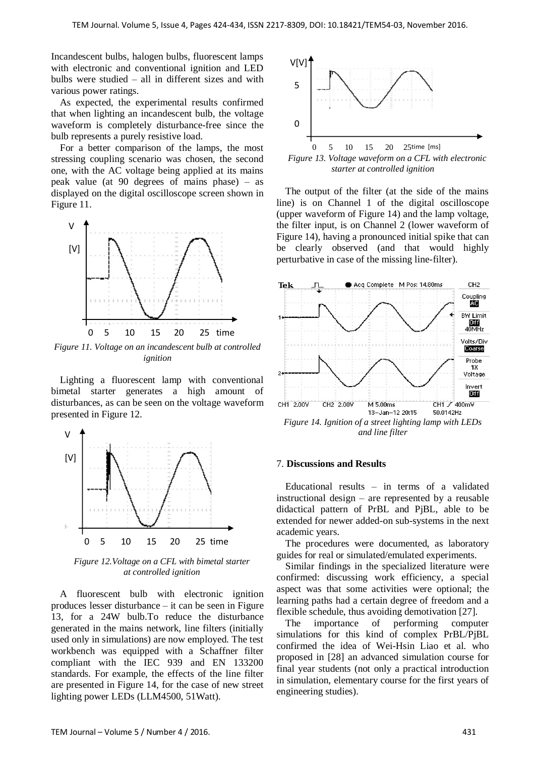Incandescent bulbs, halogen bulbs, fluorescent lamps with electronic and conventional ignition and LED bulbs were studied – all in different sizes and with various power ratings.

As expected, the experimental results confirmed that when lighting an incandescent bulb, the voltage waveform is completely disturbance-free since the bulb represents a purely resistive load.

For a better comparison of the lamps, the most stressing coupling scenario was chosen, the second one, with the AC voltage being applied at its mains peak value (at 90 degrees of mains phase) – as displayed on the digital oscilloscope screen shown in Figure 11.

*Figure 11. Voltage on an incandescent bulb at controlled ignition*

Lighting a fluorescent lamp with conventional bimetal starter generates a high amount of disturbances, as can be seen on the voltage waveform presented in Figure 12.

*Figure 12.Voltage on a CFL with bimetal starter at controlled ignition*

A fluorescent bulb with electronic ignition produces lesser disturbance – it can be seen in Figure 13, for a 24W bulb.To reduce the disturbance generated in the mains network, line filters (initially used only in simulations) are now employed. The test workbench was equipped with a Schaffner filter compliant with the IEC 939 and EN 133200 standards. For example, the effects of the line filter are presented in Figure 14, for the case of new street lighting power LEDs (LLM4500, 51Watt).

*Figure 13. Voltage waveform on a CFL with electronic starter at controlled ignition*

The output of the filter (at the side of the mains line) is on Channel 1 of the digital oscilloscope (upper waveform of Figure 14) and the lamp voltage, the filter input, is on Channel 2 (lower waveform of Figure 14), having a pronounced initial spike that can be clearly observed (and that would highly perturbative in case of the missing line-filter).

*Figure 14. Ignition of a street lighting lamp with LEDs and line filter*

## 7. Discussions and Results

Educational results – in terms of a validated instructional design – are represented by a reusable didactical pattern of PrBL and PjBL, able to be extended for newer added-on sub-systems in the next academic years.

The procedures were documented, as laboratory guides for real or simulated/emulated experiments.

Similar findings in the specialized literature were confirmed: discussing work efficiency, a special aspect was that some activities were optional; the learning paths had a certain degree of freedom and a flexible schedule, thus avoiding demotivation [27].

The importance of performing computer simulations for this kind of complex PrBL/PjBL confirmed the idea of Wei-Hsin Liao et al. who proposed in [28] an advanced simulation course for final year students (not only a practical introduction in simulation, elementary course for the first years of engineering studies).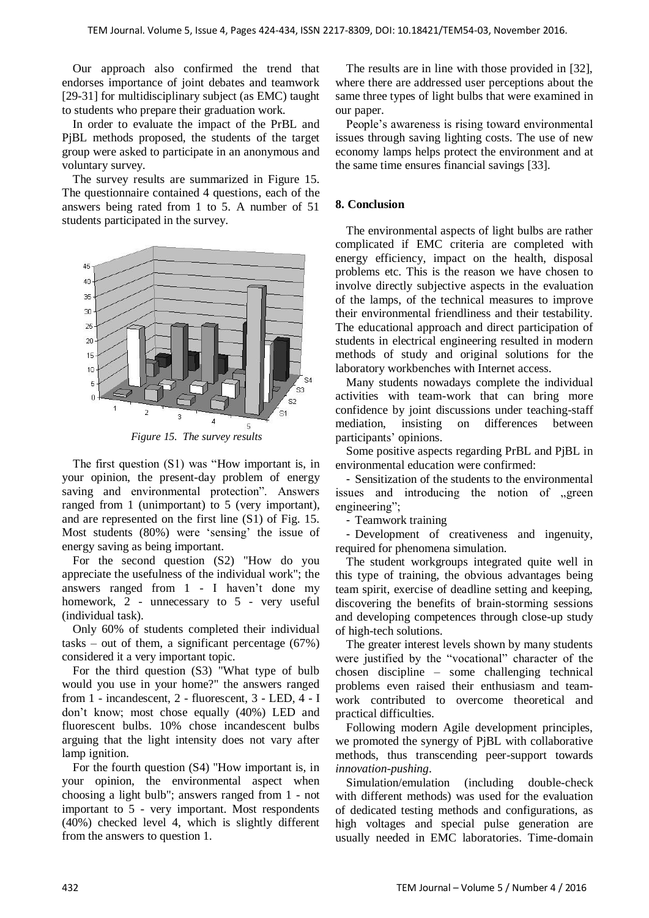Our approach also confirmed the trend that endorses importance of joint debates and teamwork [29-31] for multidisciplinary subject (as EMC) taught to students who prepare their graduation work.

In order to evaluate the impact of the PrBL and PjBL methods proposed, the students of the target group were asked to participate in an anonymous and voluntary survey.

The survey results are summarized in Figure 15. The questionnaire contained 4 questions, each of the answers being rated from 1 to 5. A number of 51 students participated in the survey.

*Figure 15. The survey results*

The first question (S1) was "How important is, in your opinion, the present-day problem of energy saving and environmental protection". Answers ranged from 1 (unimportant) to 5 (very important), and are represented on the first line (S1) of Fig. 15. Most students (80%) were 'sensing' the issue of energy saving as being important.

For the second question (S2) "How do you appreciate the usefulness of the individual work"; the answers ranged from 1 - I haven't done my homework, 2 - unnecessary to 5 - very useful (individual task).

Only 60% of students completed their individual tasks – out of them, a significant percentage (67%) considered it a very important topic.

For the third question (S3) "What type of bulb would you use in your home?" the answers ranged from 1 - incandescent, 2 - fluorescent, 3 - LED, 4 - I don't know; most chose equally (40%) LED and fluorescent bulbs. 10% chose incandescent bulbs arguing that the light intensity does not vary after lamp ignition.

For the fourth question (S4) "How important is, in your opinion, the environmental aspect when choosing a light bulb"; answers ranged from 1 - not important to 5 - very important. Most respondents (40%) checked level 4, which is slightly different from the answers to question 1.

The results are in line with those provided in [32], where there are addressed user perceptions about the same three types of light bulbs that were examined in our paper.

People's awareness is rising toward environmental issues through saving lighting costs. The use of new economy lamps helps protect the environment and at the same time ensures financial savings [33].

## 8. Conclusion

The environmental aspects of light bulbs are rather complicated if EMC criteria are completed with energy efficiency, impact on the health, disposal problems etc. This is the reason we have chosen to involve directly subjective aspects in the evaluation of the lamps, of the technical measures to improve their environmental friendliness and their testability. The educational approach and direct participation of students in electrical engineering resulted in modern methods of study and original solutions for the laboratory workbenches with Internet access.

Many students nowadays complete the individual activities with team-work that can bring more confidence by joint discussions under teaching-staff mediation, insisting on differences between participants' opinions.

Some positive aspects regarding PrBL and PjBL in environmental education were confirmed:

- Sensitization of the students to the environmental issues and introducing the notion of „green engineering";
- Teamwork training
- Development of creativeness and ingenuity, required for phenomena simulation.

The student workgroups integrated quite well in this type of training, the obvious advantages being team spirit, exercise of deadline setting and keeping, discovering the benefits of brain-storming sessions and developing competences through close-up study of high-tech solutions.

The greater interest levels shown by many students were justified by the "vocational" character of the chosen discipline – some challenging technical problems even raised their enthusiasm and team-work contributed to overcome theoretical and practical difficulties.

Following modern Agile development principles, we promoted the synergy of PjBL with collaborative methods, thus transcending peer-support towards *innovation-pushing*.

Simulation/emulation (including double-check with different methods) was used for the evaluation of dedicated testing methods and configurations, as high voltages and special pulse generation are usually needed in EMC laboratories. Time-domain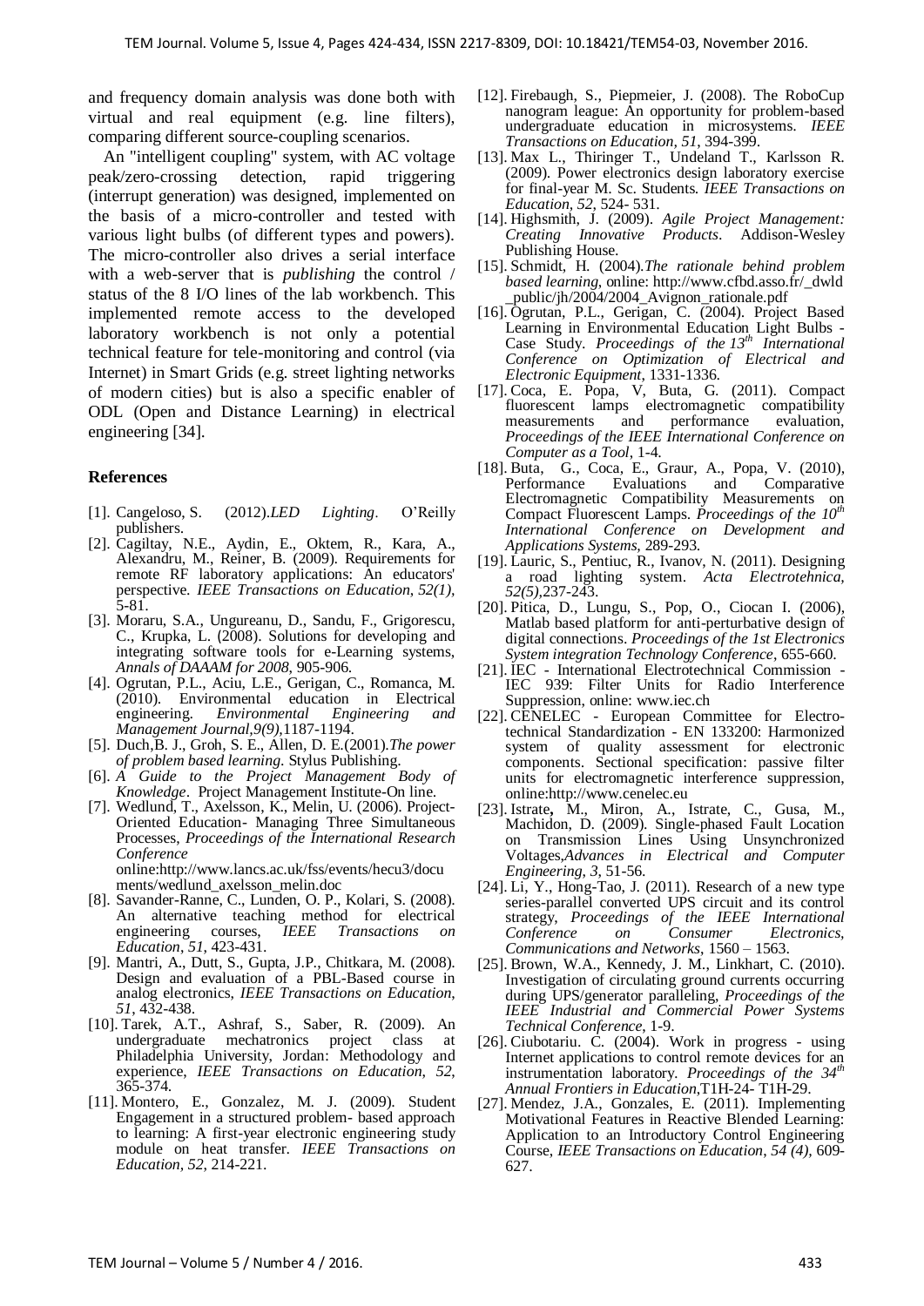and frequency domain analysis was done both with virtual and real equipment (e.g. line filters), comparing different source-coupling scenarios.

An "intelligent coupling" system, with AC voltage peak/zero-crossing detection, rapid triggering (interrupt generation) was designed, implemented on the basis of a micro-controller and tested with various light bulbs (of different types and powers). The micro-controller also drives a serial interface with a web-server that is *publishing* the control / status of the 8 I/O lines of the lab workbench. This implemented remote access to the developed laboratory workbench is not only a potential technical feature for tele-monitoring and control (via Internet) in Smart Grids (e.g. street lighting networks of modern cities) but is also a specific enabler of ODL (Open and Distance Learning) in electrical engineering [34].

## References

[1]. Cangeloso, S. (2012).*LED Lighting*. O'Reilly publishers.

[2]. Cagiltay, N.E., Aydin, E., Oktem, R., Kara, A., Alexandru, M., Reiner, B. (2009). Requirements for remote RF laboratory applications: An educators' perspective. *IEEE Transactions on Education, 52(1),* 5-81.

[3]. Moraru, S.A., Ungureanu, D., Sandu, F., Grigorescu, C., Krupka, L. (2008). Solutions for developing and integrating software tools for e-Learning systems, *Annals of DAAAM for 2008*, 905-906.

[4]. Ogrutan, P.L., Aciu, L.E., Gerigan, C., Romanca, M. (2010). Environmental education in Electrical engineering. *Environmental Engineering and Management Journal,9(9)*,1187-1194.

[5]. Duch,B. J., Groh, S. E., Allen, D. E.(2001).*The power of problem based learning.* Stylus Publishing.

[6]. *A Guide to the Project Management Body of Knowledge*. Project Management Institute-On line.

[7]. Wedlund, T., Axelsson, K., Melin, U. (2006). Project-Oriented Education- Managing Three Simultaneous Processes, *Proceedings of the International Research Conference* online:http://www.lancs.ac.uk/fss/events/hecu3/documents/wedlund_axelsson_melin.doc

[8]. Savander-Ranne, C., Lunden, O. P., Kolari, S. (2008). An alternative teaching method for electrical engineering courses, *IEEE Transactions on Education*, *51*, 423-431.

[9]. Mantri, A., Dutt, S., Gupta, J.P., Chitkara, M. (2008). Design and evaluation of a PBL-Based course in analog electronics, *IEEE Transactions on Education, 51*, 432-438.

[10]. Tarek, A.T., Ashraf, S., Saber, R. (2009). An undergraduate mechatronics project class at Philadelphia University, Jordan: Methodology and experience, *IEEE Transactions on Education, 52*, 365-374.

[11]. Montero, E., Gonzalez, M. J. (2009). Student Engagement in a structured problem- based approach to learning: A first-year electronic engineering study module on heat transfer. *IEEE Transactions on Education, 52*, 214-221.

[12]. Firebaugh, S., Piepmeier, J. (2008). The RoboCup nanogram league: An opportunity for problem-based undergraduate education in microsystems. *IEEE Transactions on Education, 51*, 394-399.

[13]. Max L., Thiringer T., Undeland T., Karlsson R. (2009). Power electronics design laboratory exercise for final-year M. Sc. Students. *IEEE Transactions on Education, 52*, 524- 531.

[14]. Highsmith, J. (2009). *Agile Project Management: Creating Innovative Products*. Addison-Wesley Publishing House.

[15]. Schmidt, H. (2004).*The rationale behind problem based learning*, online: http://www.cfbd.asso.fr/_dwld_public/jh/2004/2004_Avignon_rationale.pdf

[16]. Ogrutan, P.L., Gerigan, C. (2004). Project Based Learning in Environmental Education Light Bulbs - Case Study. *Proceedings of the 13th International Conference on Optimization of Electrical and Electronic Equipment*, 1331-1336.

[17]. Coca, E. Popa, V, Buta, G. (2011). Compact fluorescent lamps electromagnetic compatibility measurements and performance evaluation, *Proceedings of the IEEE International Conference on Computer as a Tool*, 1-4.

[18]. Buta, G., Coca, E., Graur, A., Popa, V. (2010), Performance Evaluations and Comparative Electromagnetic Compatibility Measurements on Compact Fluorescent Lamps. *Proceedings of the 10th International Conference on Development and Applications Systems*, 289-293.

[19]. Lauric, S., Pentiuc, R., Ivanov, N. (2011). Designing a road lighting system. *Acta Electrotehnica, 52(5)*,237-243.

[20]. Pitica, D., Lungu, S., Pop, O., Ciocan I. (2006), Matlab based platform for anti-perturbative design of digital connections. *Proceedings of the 1st Electronics System integration Technology Conference*, 655-660.

[21]. IEC - International Electrotechnical Commission - IEC 939: Filter Units for Radio Interference Suppression, online: www.iec.ch

[22]. CENELEC - European Committee for Electro-technical Standardization - EN 133200: Harmonized system of quality assessment for electronic components. Sectional specification: passive filter units for electromagnetic interference suppression, online:http://www.cenelec.eu

[23]. Istrate**,** M., Miron, A., Istrate, C., Gusa, M., Machidon, D. (2009). Single-phased Fault Location on Transmission Lines Using Unsynchronized Voltages,*Advances in Electrical and Computer Engineering*, *3*, 51-56.

[24]. Li, Y., Hong-Tao, J. (2011). Research of a new type series-parallel converted UPS circuit and its control strategy, *Proceedings of the IEEE International Conference on Consumer Electronics, Communications and Networks*, 1560 – 1563.

[25]. Brown, W.A., Kennedy, J. M., Linkhart, C. (2010). Investigation of circulating ground currents occurring during UPS/generator paralleling, *Proceedings of the IEEE Industrial and Commercial Power Systems Technical Conference*, 1-9.

[26]. Ciubotariu. C. (2004). Work in progress - using Internet applications to control remote devices for an instrumentation laboratory. *Proceedings of the 34th Annual Frontiers in Education*,T1H-24- T1H-29.

[27]. Mendez, J.A., Gonzales, E. (2011). Implementing Motivational Features in Reactive Blended Learning: Application to an Introductory Control Engineering Course, *IEEE Transactions on Education*, *54 (4)*, 609-627.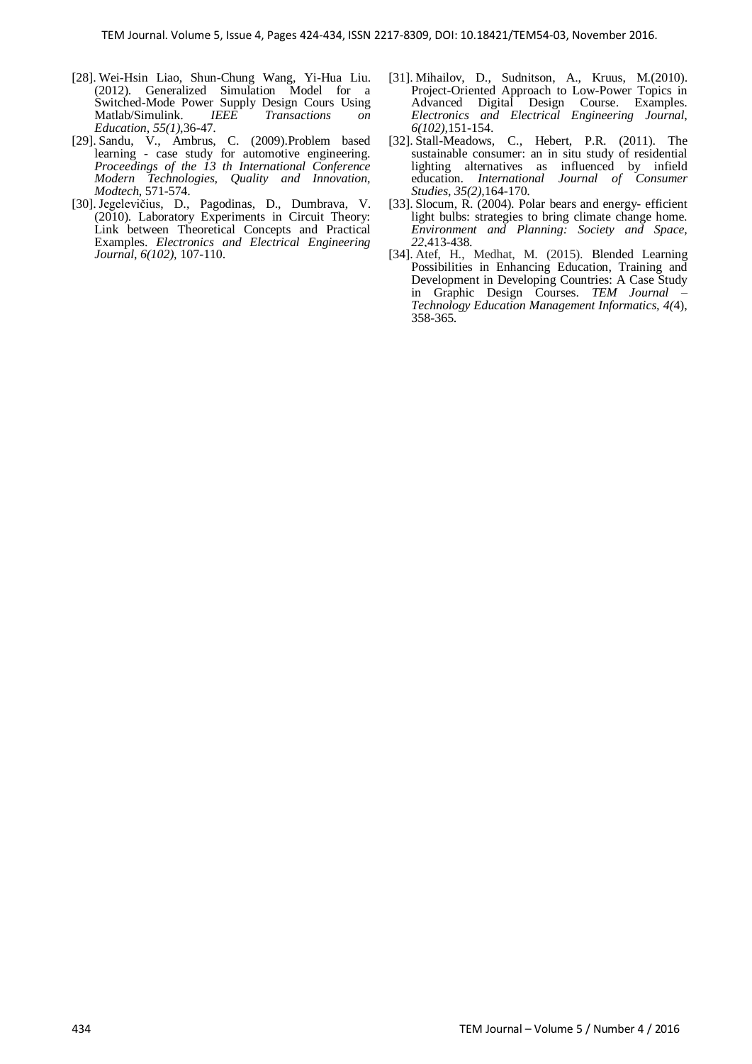[28]. Wei-Hsin Liao, Shun-Chung Wang, Yi-Hua Liu. (2012). Generalized Simulation Model for a Switched-Mode Power Supply Design Cours Using Matlab/Simulink. *IEEE Transactions on Education*, *55(1)*,36-47.

[29]. Sandu, V., Ambrus, C. (2009).Problem based learning - case study for automotive engineering. *Proceedings of the 13 th International Conference Modern Technologies, Quality and Innovation, Modtech*, 571-574.

[30]. Jegelevičius, D., Pagodinas, D., Dumbrava, V. (2010). Laboratory Experiments in Circuit Theory: Link between Theoretical Concepts and Practical Examples. *Electronics and Electrical Engineering Journal*, *6(102)*, 107-110.

[31]. Mihailov, D., Sudnitson, A., Kruus, M.(2010). Project-Oriented Approach to Low-Power Topics in Advanced Digital Design Course. Examples. *Electronics and Electrical Engineering Journal*, *6(102)*,151-154.

[32]. Stall-Meadows, C., Hebert, P.R. (2011). The sustainable consumer: an in situ study of residential lighting alternatives as influenced by infield education. *International Journal of Consumer Studies*, *35(2)*,164-170.

[33]. Slocum, R. (2004). Polar bears and energy- efficient light bulbs: strategies to bring climate change home. *Environment and Planning: Society and Space*, *22*,413-438.

[34]. Atef, H., Medhat, M. (2015). Blended Learning Possibilities in Enhancing Education, Training and Development in Developing Countries: A Case Study in Graphic Design Courses. *TEM Journal – Technology Education Management Informatics*, *4(*4), 358-365.